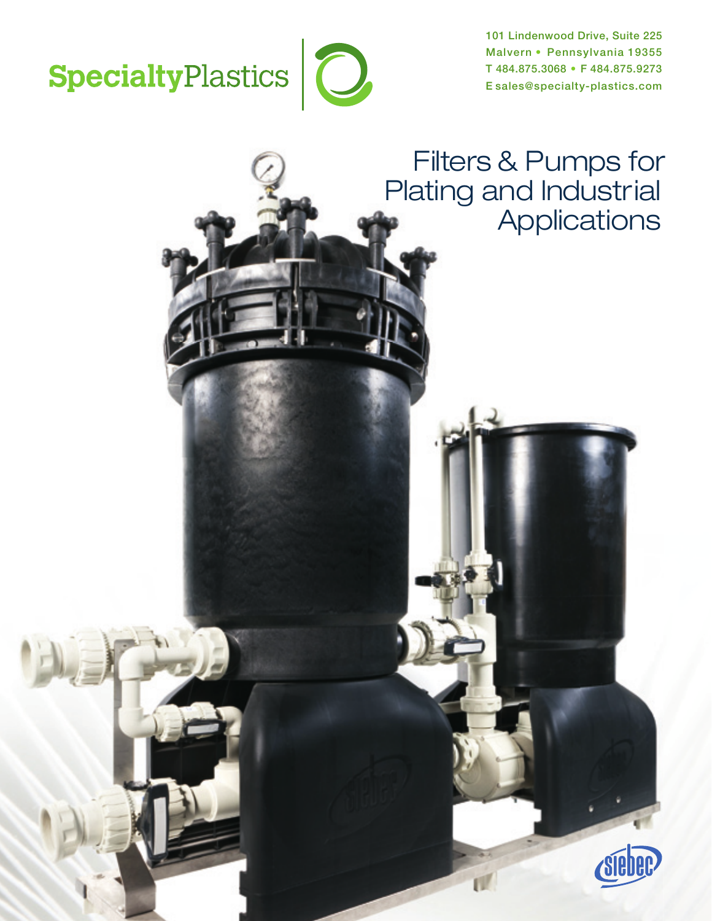SpecialtyPlastics

101 Lindenwood Drive, Suite 225
Malvern • Pennsylvania 19355
T 484.875.3068 • F 484.875.9273
E sales@specialty-plastics.com

# Filters & Pumps for Plating and Industrial Applications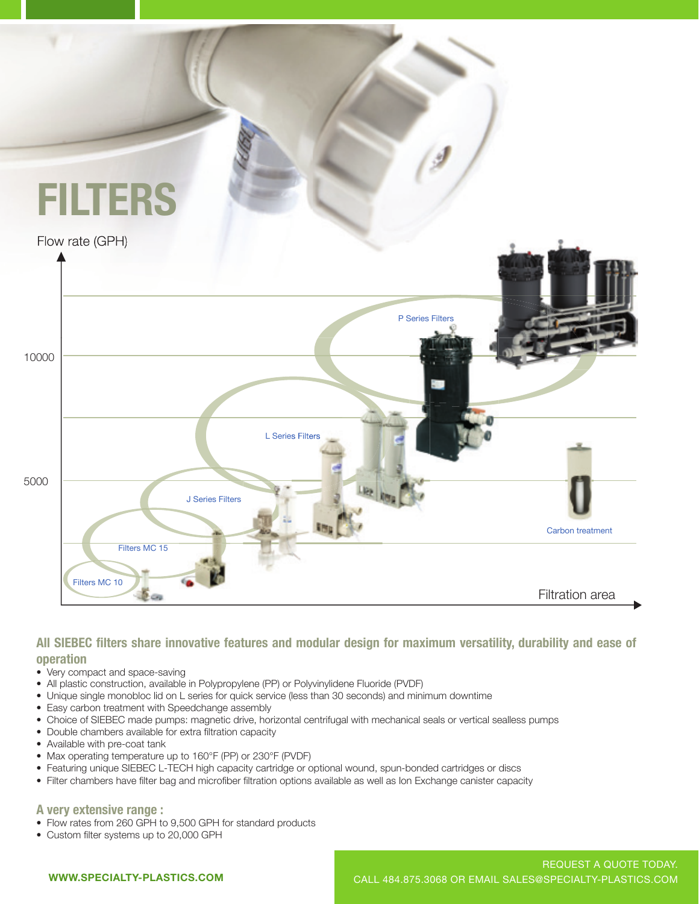# FILTERS

Flow rate (GPH)

10000

5000

P Series Filters

L Series Filters

J Series Filters

Filters MC 15

Filters MC 10

Carbon treatment

Filtration area

## All SIEBEC filters share innovative features and modular design for maximum versatility, durability and ease of operation

- Very compact and space-saving
- All plastic construction, available in Polypropylene (PP) or Polyvinylidene Fluoride (PVDF)
- Unique single monobloc lid on L series for quick service (less than 30 seconds) and minimum downtime
- Easy carbon treatment with Speedchange assembly
- Choice of SIEBEC made pumps: magnetic drive, horizontal centrifugal with mechanical seals or vertical sealless pumps
- Double chambers available for extra filtration capacity
- Available with pre-coat tank
- Max operating temperature up to 160°F (PP) or 230°F (PVDF)
- Featuring unique SIEBEC L-TECH high capacity cartridge or optional wound, spun-bonded cartridges or discs
- Filter chambers have filter bag and microfiber filtration options available as well as Ion Exchange canister capacity

## A very extensive range :

- Flow rates from 260 GPH to 9,500 GPH for standard products
- Custom filter systems up to 20,000 GPH

WWW.SPECIALTY-PLASTICS.COM

REQUEST A QUOTE TODAY.
CALL 484.875.3068 OR EMAIL SALES@SPECIALTY-PLASTICS.COM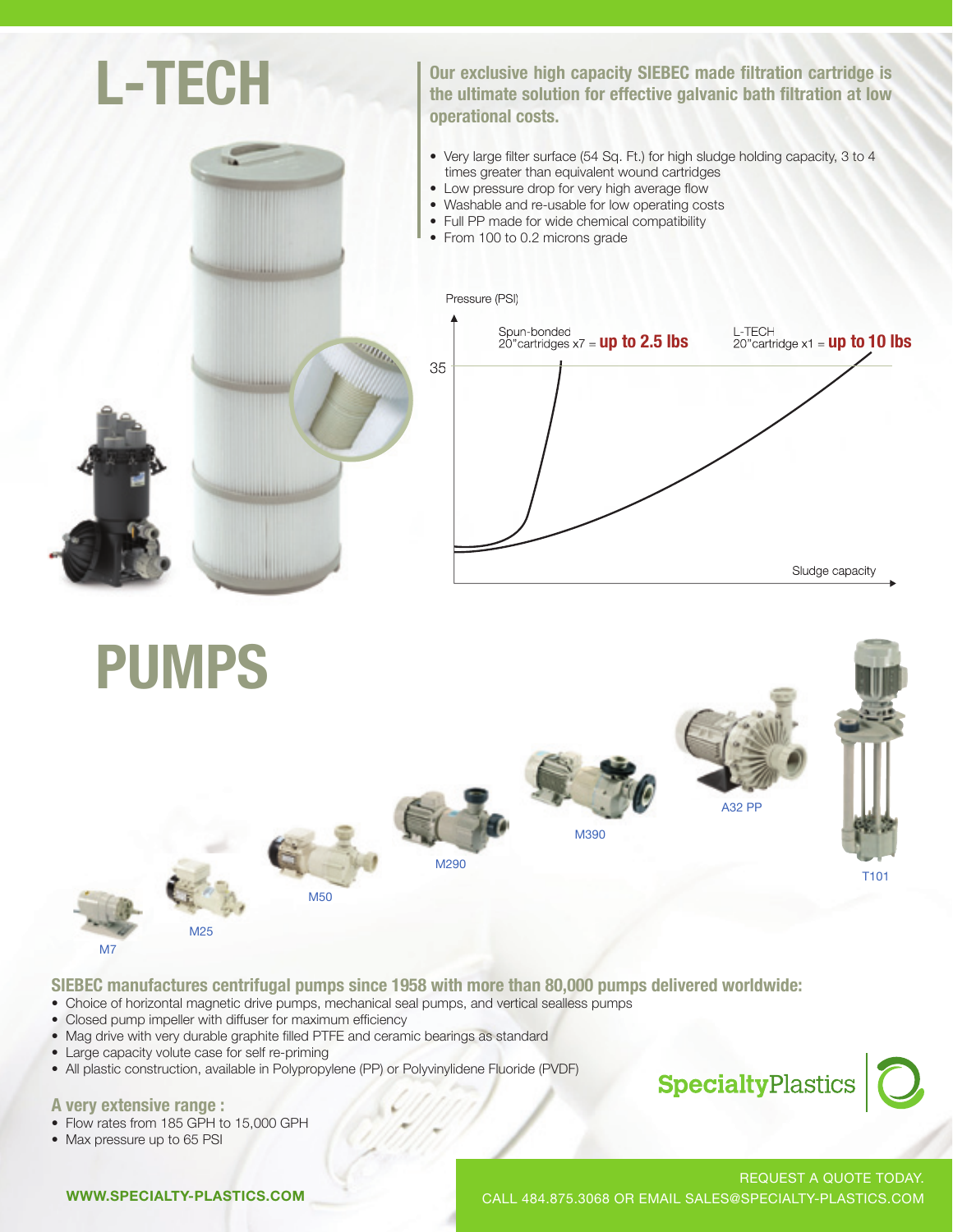# L-TECH

**Our exclusive high capacity SIEBEC made filtration cartridge is the ultimate solution for effective galvanic bath filtration at low operational costs.**

- Very large filter surface (54 Sq. Ft.) for high sludge holding capacity, 3 to 4 times greater than equivalent wound cartridges
- Low pressure drop for very high average flow
- Washable and re-usable for low operating costs
- Full PP made for wide chemical compatibility
- From 100 to 0.2 microns grade

Pressure (PSI)

35

Spun-bonded 20"cartridges x7 = **up to 2.5 lbs**

L-TECH 20"cartridge x1 = **up to 10 lbs**

Sludge capacity

# PUMPS

M7 M25 M50 M290 M390 A32 PP T101

**SIEBEC manufactures centrifugal pumps since 1958 with more than 80,000 pumps delivered worldwide:**

- Choice of horizontal magnetic drive pumps, mechanical seal pumps, and vertical sealless pumps
- Closed pump impeller with diffuser for maximum efficiency
- Mag drive with very durable graphite filled PTFE and ceramic bearings as standard
- Large capacity volute case for self re-priming
- All plastic construction, available in Polypropylene (PP) or Polyvinylidene Fluoride (PVDF)

**A very extensive range :**

- Flow rates from 185 GPH to 15,000 GPH
- Max pressure up to 65 PSI

SpecialtyPlastics

WWW.SPECIALTY-PLASTICS.COM

REQUEST A QUOTE TODAY.
CALL 484.875.3068 OR EMAIL SALES@SPECIALTY-PLASTICS.COM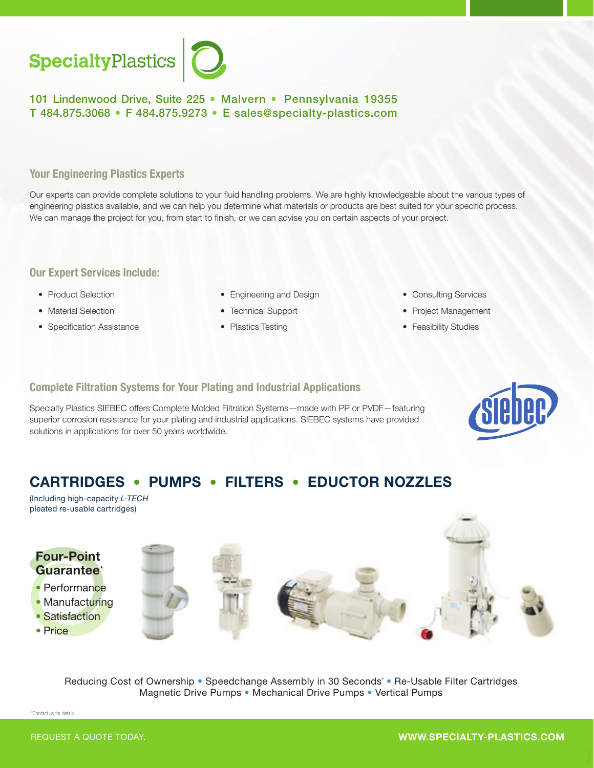# SpecialtyPlastics

101 Lindenwood Drive, Suite 225 • Malvern • Pennsylvania 19355
T 484.875.3068 • F 484.875.9273 • E sales@specialty-plastics.com

## Your Engineering Plastics Experts

Our experts can provide complete solutions to your fluid handling problems. We are highly knowledgeable about the various types of engineering plastics available, and we can help you determine what materials or products are best suited for your specific process. We can manage the project for you, from start to finish, or we can advise you on certain aspects of your project.

## Our Expert Services Include:

- Product Selection
- Material Selection
- Specification Assistance
- Engineering and Design
- Technical Support
- Plastics Testing
- Consulting Services
- Project Management
- Feasibility Studies

## Complete Filtration Systems for Your Plating and Industrial Applications

Specialty Plastics SIEBEC offers Complete Molded Filtration Systems—made with PP or PVDF—featuring superior corrosion resistance for your plating and industrial applications. SIEBEC systems have provided solutions in applications for over 50 years worldwide.

siebec

## CARTRIDGES • PUMPS • FILTERS • EDUCTOR NOZZLES

(Including high-capacity *L-TECH* pleated re-usable cartridges)

**Four-Point Guarantee***

- Performance
- Manufacturing
- Satisfaction
- Price

Reducing Cost of Ownership • Speedchange Assembly in 30 Seconds* • Re-Usable Filter Cartridges
Magnetic Drive Pumps • Mechanical Drive Pumps • Vertical Pumps

*Contact us for details.

REQUEST A QUOTE TODAY.

**WWW.SPECIALTY-PLASTICS.COM**